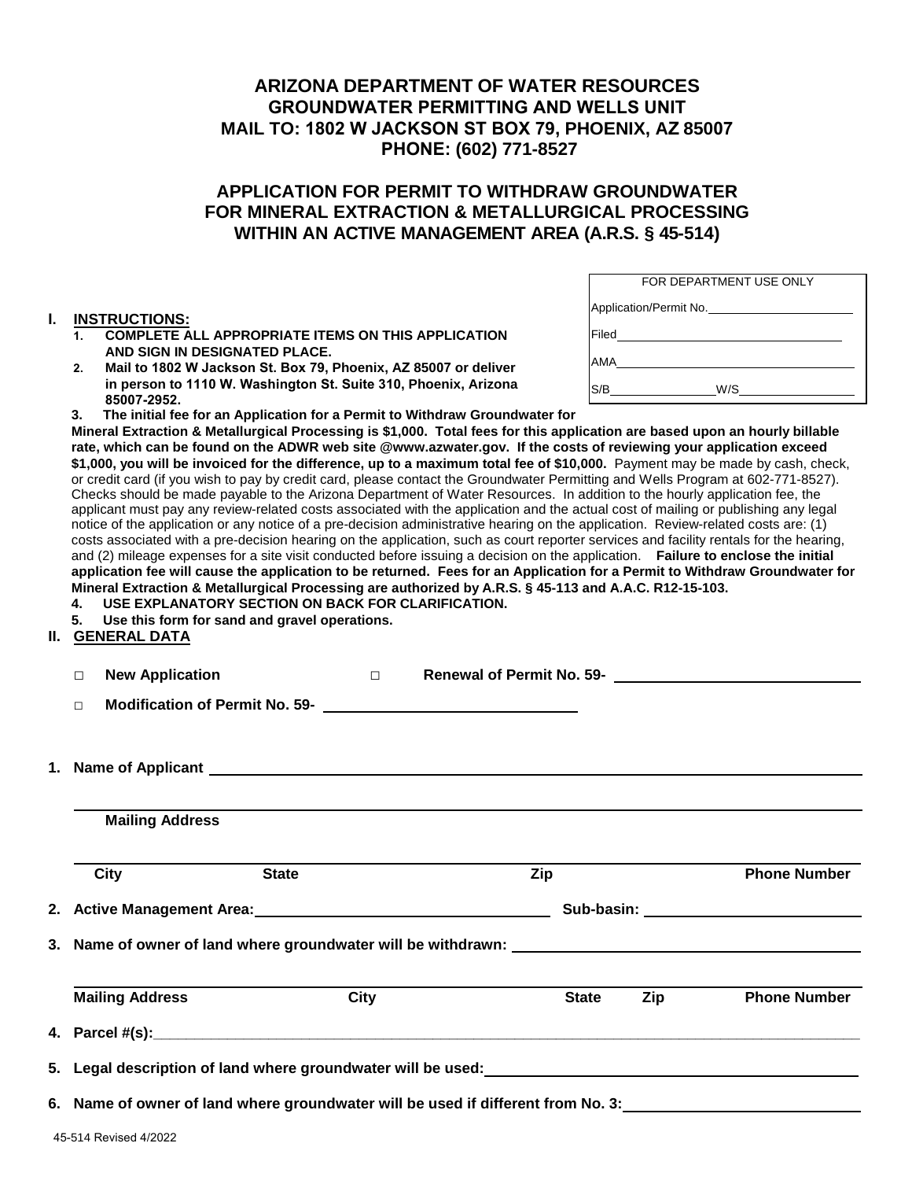# ARIZONA DEPARTMENT OF WATER RESOURCES
# GROUNDWATER PERMITTING AND WELLS UNIT
# MAIL TO: 1802 W JACKSON ST BOX 79, PHOENIX, AZ 85007
# PHONE: (602) 771-8527

## APPLICATION FOR PERMIT TO WITHDRAW GROUNDWATER FOR MINERAL EXTRACTION & METALLURGICAL PROCESSING WITHIN AN ACTIVE MANAGEMENT AREA (A.R.S. § 45-514)

| FOR DEPARTMENT USE ONLY |
|---|
| Application/Permit No.\_\_\_\_\_\_\_\_\_\_ |
| Filed\_\_\_\_\_\_\_\_\_\_ |
| AMA\_\_\_\_\_\_\_\_\_\_ |
| S/B\_\_\_\_\_\_\_\_ W/S\_\_\_\_\_\_\_\_ |

## I. INSTRUCTIONS:

1. **COMPLETE ALL APPROPRIATE ITEMS ON THIS APPLICATION AND SIGN IN DESIGNATED PLACE.**
2. **Mail to 1802 W Jackson St. Box 79, Phoenix, AZ 85007 or deliver in person to 1110 W. Washington St. Suite 310, Phoenix, Arizona 85007-2952.**
3. **The initial fee for an Application for a Permit to Withdraw Groundwater for Mineral Extraction & Metallurgical Processing is $1,000. Total fees for this application are based upon an hourly billable rate, which can be found on the ADWR web site @www.azwater.gov. If the costs of reviewing your application exceed $1,000, you will be invoiced for the difference, up to a maximum total fee of $10,000.** Payment may be made by cash, check, or credit card (if you wish to pay by credit card, please contact the Groundwater Permitting and Wells Program at 602-771-8527). Checks should be made payable to the Arizona Department of Water Resources. In addition to the hourly application fee, the applicant must pay any review-related costs associated with the application and the actual cost of mailing or publishing any legal notice of the application or any notice of a pre-decision administrative hearing on the application. Review-related costs are: (1) costs associated with a pre-decision hearing on the application, such as court reporter services and facility rentals for the hearing, and (2) mileage expenses for a site visit conducted before issuing a decision on the application. **Failure to enclose the initial application fee will cause the application to be returned. Fees for an Application for a Permit to Withdraw Groundwater for Mineral Extraction & Metallurgical Processing are authorized by A.R.S. § 45-113 and A.A.C. R12-15-103.**
4. **USE EXPLANATORY SECTION ON BACK FOR CLARIFICATION.**
5. **Use this form for sand and gravel operations.**

## II. GENERAL DATA

□ **New Application** □ **Renewal of Permit No. 59-** \_\_\_\_\_\_\_\_\_\_

□ **Modification of Permit No. 59-** \_\_\_\_\_\_\_\_\_\_

**1. Name of Applicant** \_\_\_\_\_\_\_\_\_\_

\_\_\_\_\_\_\_\_\_\_
**Mailing Address**

\_\_\_\_\_\_\_\_\_\_
**City** **State** **Zip** **Phone Number**

**2. Active Management Area:** \_\_\_\_\_\_\_\_\_\_ **Sub-basin:** \_\_\_\_\_\_\_\_\_\_

**3. Name of owner of land where groundwater will be withdrawn:** \_\_\_\_\_\_\_\_\_\_

\_\_\_\_\_\_\_\_\_\_
**Mailing Address** **City** **State** **Zip** **Phone Number**

**4. Parcel #(s):**\_\_\_\_\_\_\_\_\_\_

**5. Legal description of land where groundwater will be used:**\_\_\_\_\_\_\_\_\_\_

**6. Name of owner of land where groundwater will be used if different from No. 3:**\_\_\_\_\_\_\_\_\_\_

45-514 Revised 4/2022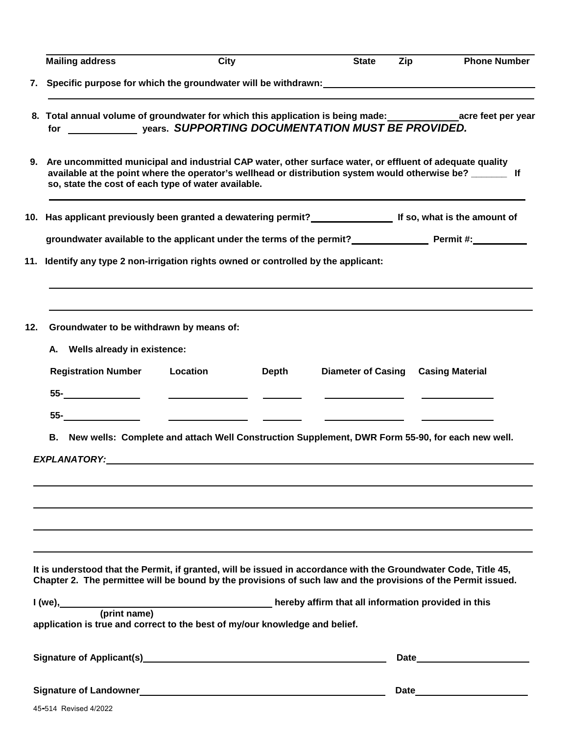| Mailing address | City | State | Zip | Phone Number |
|---|---|---|---|---|

**7. Specific purpose for which the groundwater will be withdrawn:** ______________________________

______________________________

**8. Total annual volume of groundwater for which this application is being made:** ____________ **acre feet per year for** ____________ **years.** ***SUPPORTING DOCUMENTATION MUST BE PROVIDED.***

**9. Are uncommitted municipal and industrial CAP water, other surface water, or effluent of adequate quality available at the point where the operator's wellhead or distribution system would otherwise be?** _______ **If so, state the cost of each type of water available.**

______________________________

**10. Has applicant previously been granted a dewatering permit?** ____________ **If so, what is the amount of groundwater available to the applicant under the terms of the permit?** ____________ **Permit #:** ____________

**11. Identify any type 2 non-irrigation rights owned or controlled by the applicant:**

______________________________

______________________________

**12. Groundwater to be withdrawn by means of:**

**A. Wells already in existence:**

| Registration Number | Location | Depth | Diameter of Casing | Casing Material |
|---|---|---|---|---|
| 55-____________ | ____________ | ______ | ____________ | ____________ |
| 55-____________ | ____________ | ______ | ____________ | ____________ |

**B. New wells: Complete and attach Well Construction Supplement, DWR Form 55-90, for each new well.**

***EXPLANATORY:*** ______________________________

______________________________

______________________________

______________________________

______________________________

**It is understood that the Permit, if granted, will be issued in accordance with the Groundwater Code, Title 45, Chapter 2. The permittee will be bound by the provisions of such law and the provisions of the Permit issued.**

**I (we),** ______________________________ **hereby affirm that all information provided in this**
**(print name)**
**application is true and correct to the best of my/our knowledge and belief.**

**Signature of Applicant(s)** ______________________________ **Date** ____________

**Signature of Landowner** ______________________________ **Date** ____________

45-514 Revised 4/2022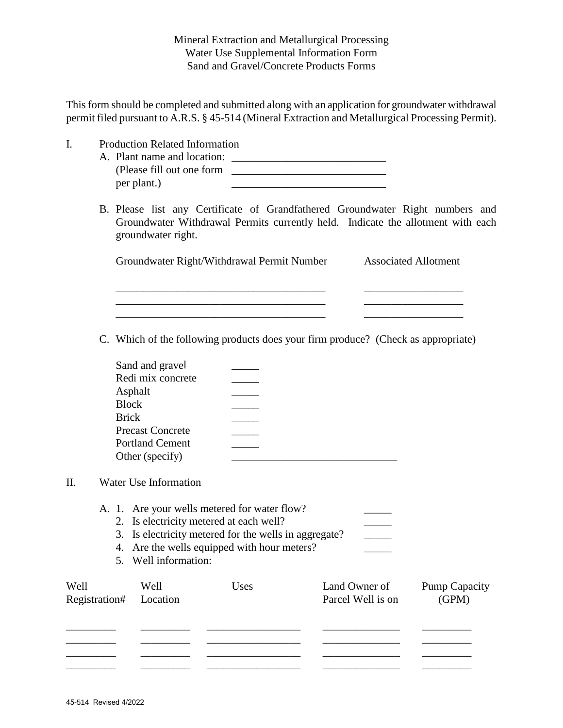Mineral Extraction and Metallurgical Processing
Water Use Supplemental Information Form
Sand and Gravel/Concrete Products Forms

This form should be completed and submitted along with an application for groundwater withdrawal permit filed pursuant to A.R.S. § 45-514 (Mineral Extraction and Metallurgical Processing Permit).

I. Production Related Information

A. Plant name and location: ____________________________
(Please fill out one form ____________________________
per plant.) ____________________________

B. Please list any Certificate of Grandfathered Groundwater Right numbers and Groundwater Withdrawal Permits currently held. Indicate the allotment with each groundwater right.

| Groundwater Right/Withdrawal Permit Number | Associated Allotment |
|---|---|
| ______________________________________ | __________________ |
| ______________________________________ | __________________ |
| ______________________________________ | __________________ |

C. Which of the following products does your firm produce? (Check as appropriate)

Sand and gravel _____
Redi mix concrete _____
Asphalt _____
Block _____
Brick _____
Precast Concrete _____
Portland Cement _____
Other (specify) ______________________________

II. Water Use Information

A. 1. Are your wells metered for water flow? _____
2. Is electricity metered at each well? _____
3. Is electricity metered for the wells in aggregate? _____
4. Are the wells equipped with hour meters? _____
5. Well information:

| Well Registration# | Well Location | Uses | Land Owner of Parcel Well is on | Pump Capacity (GPM) |
|---|---|---|---|---|
| _________ | _________ | _________________ | ______________ | _________ |
| _________ | _________ | _________________ | ______________ | _________ |
| _________ | _________ | _________________ | ______________ | _________ |
| _________ | _________ | _________________ | ______________ | _________ |

45-514 Revised 4/2022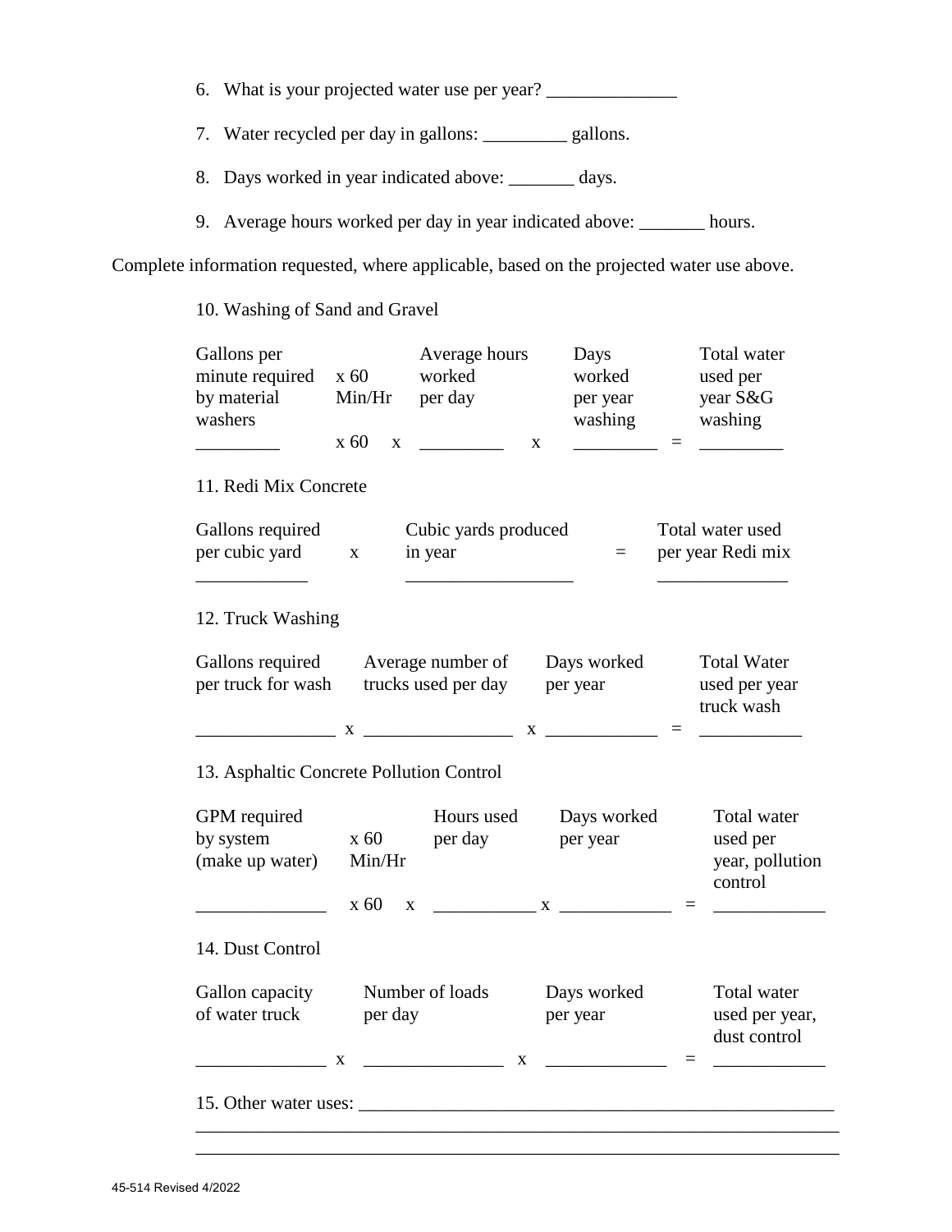6. What is your projected water use per year? ______________

7. Water recycled per day in gallons: _________ gallons.

8. Days worked in year indicated above: _______ days.

9. Average hours worked per day in year indicated above: _______ hours.

Complete information requested, where applicable, based on the projected water use above.

10. Washing of Sand and Gravel

| Gallons per minute required by material washers | x 60 Min/Hr | | Average hours worked per day | | Days worked per year washing | | Total water used per year S&G washing |
|---|---|---|---|---|---|---|---|
| _________ | x 60 | x | _________ | x | _________ | = | _________ |

11. Redi Mix Concrete

| Gallons required per cubic yard | x | Cubic yards produced in year | = | Total water used per year Redi mix |
|---|---|---|---|---|
| ____________ | | __________________ | | ______________ |

12. Truck Washing

| Gallons required per truck for wash | | Average number of trucks used per day | | Days worked per year | | Total Water used per year truck wash |
|---|---|---|---|---|---|---|
| _______________ | x | ________________ | x | ____________ | = | ___________ |

13. Asphaltic Concrete Pollution Control

| GPM required by system (make up water) | x 60 Min/Hr | | Hours used per day | | Days worked per year | | Total water used per year, pollution control |
|---|---|---|---|---|---|---|---|
| ______________ | x 60 | x | ___________ | x | ____________ | = | ____________ |

14. Dust Control

| Gallon capacity of water truck | | Number of loads per day | | Days worked per year | | Total water used per year, dust control |
|---|---|---|---|---|---|---|
| ______________ | x | _______________ | x | _____________ | = | ____________ |

15. Other water uses: ____________________________________________________
______________________________________________________________________
______________________________________________________________________

45-514 Revised 4/2022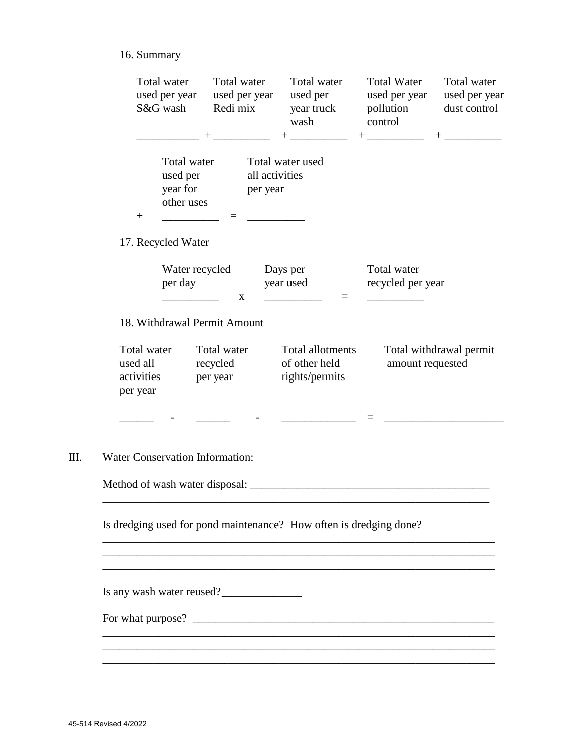16. Summary

| Total water used per year S&G wash | | Total water used per year Redi mix | | Total water used per year truck wash | | Total Water used per year pollution control | | Total water used per year dust control |
|---|---|---|---|---|---|---|---|---|
| __________ | + | __________ | + | __________ | + | __________ | + | __________ |

| | Total water used per year for other uses | | Total water used all activities per year |
|---|---|---|---|
| + | __________ | = | __________ |

17. Recycled Water

| Water recycled per day | | Days per year used | | Total water recycled per year |
|---|---|---|---|---|
| __________ | x | __________ | = | __________ |

18. Withdrawal Permit Amount

| Total water used all activities per year | | Total water recycled per year | | Total allotments of other held rights/permits | | Total withdrawal permit amount requested |
|---|---|---|---|---|---|---|
| ______ | - | ______ | - | ____________ | = | ____________________ |

III. Water Conservation Information:

Method of wash water disposal: ________________________________________
________________________________________________________________

Is dredging used for pond maintenance? How often is dredging done?
________________________________________________________________
________________________________________________________________
________________________________________________________________

Is any wash water reused?______________

For what purpose? ____________________________________________________
________________________________________________________________
________________________________________________________________
________________________________________________________________

45-514 Revised 4/2022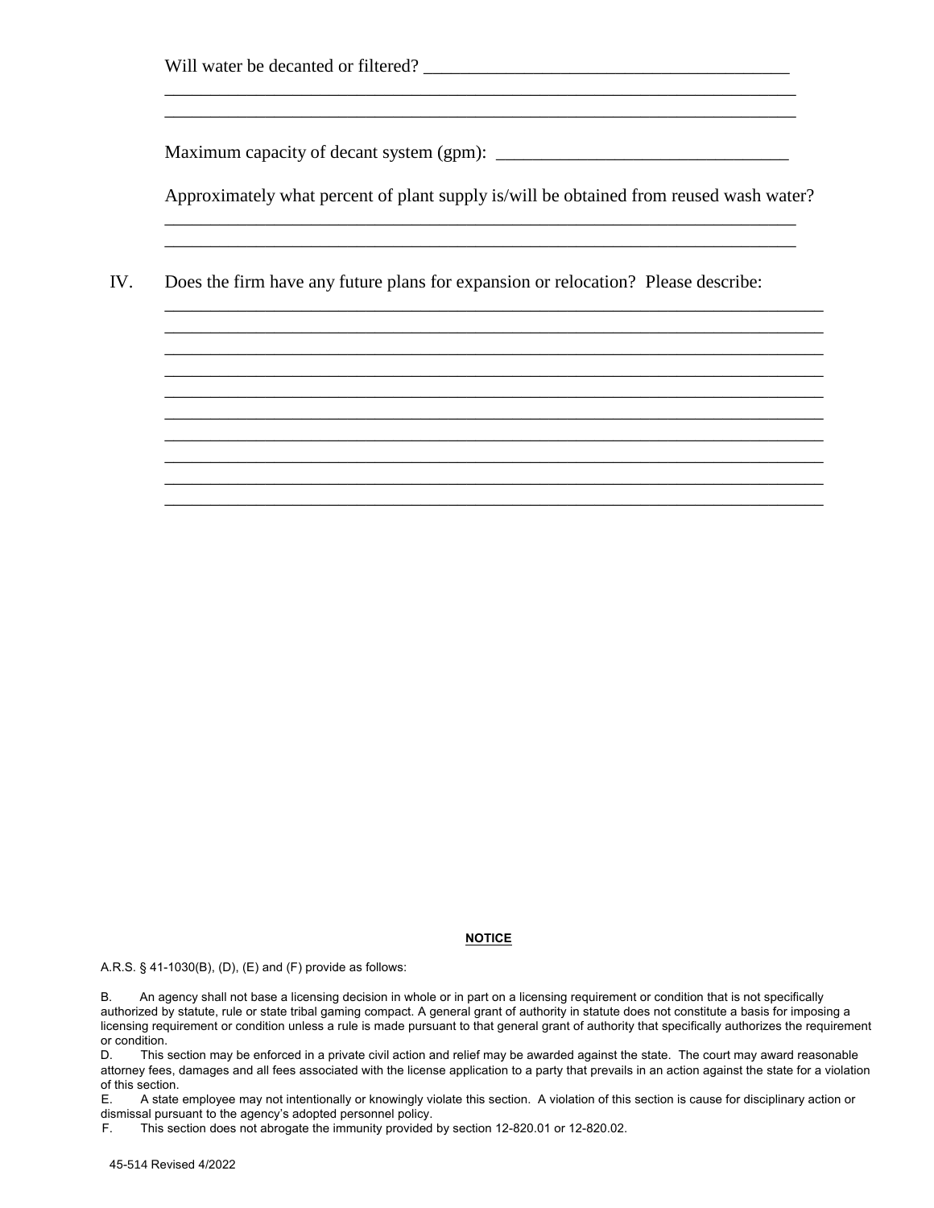Will water be decanted or filtered? ________________________________________
______________________________________________________________________
______________________________________________________________________

Maximum capacity of decant system (gpm): ________________________________

Approximately what percent of plant supply is/will be obtained from reused wash water?
______________________________________________________________________
______________________________________________________________________

IV. Does the firm have any future plans for expansion or relocation? Please describe:
_________________________________________________________________________
_________________________________________________________________________
_________________________________________________________________________
_________________________________________________________________________
_________________________________________________________________________
_________________________________________________________________________
_________________________________________________________________________
_________________________________________________________________________
_________________________________________________________________________
_________________________________________________________________________

**NOTICE**

A.R.S. § 41-1030(B), (D), (E) and (F) provide as follows:

B. An agency shall not base a licensing decision in whole or in part on a licensing requirement or condition that is not specifically authorized by statute, rule or state tribal gaming compact. A general grant of authority in statute does not constitute a basis for imposing a licensing requirement or condition unless a rule is made pursuant to that general grant of authority that specifically authorizes the requirement or condition.
D. This section may be enforced in a private civil action and relief may be awarded against the state. The court may award reasonable attorney fees, damages and all fees associated with the license application to a party that prevails in an action against the state for a violation of this section.
E. A state employee may not intentionally or knowingly violate this section. A violation of this section is cause for disciplinary action or dismissal pursuant to the agency's adopted personnel policy.
F. This section does not abrogate the immunity provided by section 12-820.01 or 12-820.02.

45-514 Revised 4/2022